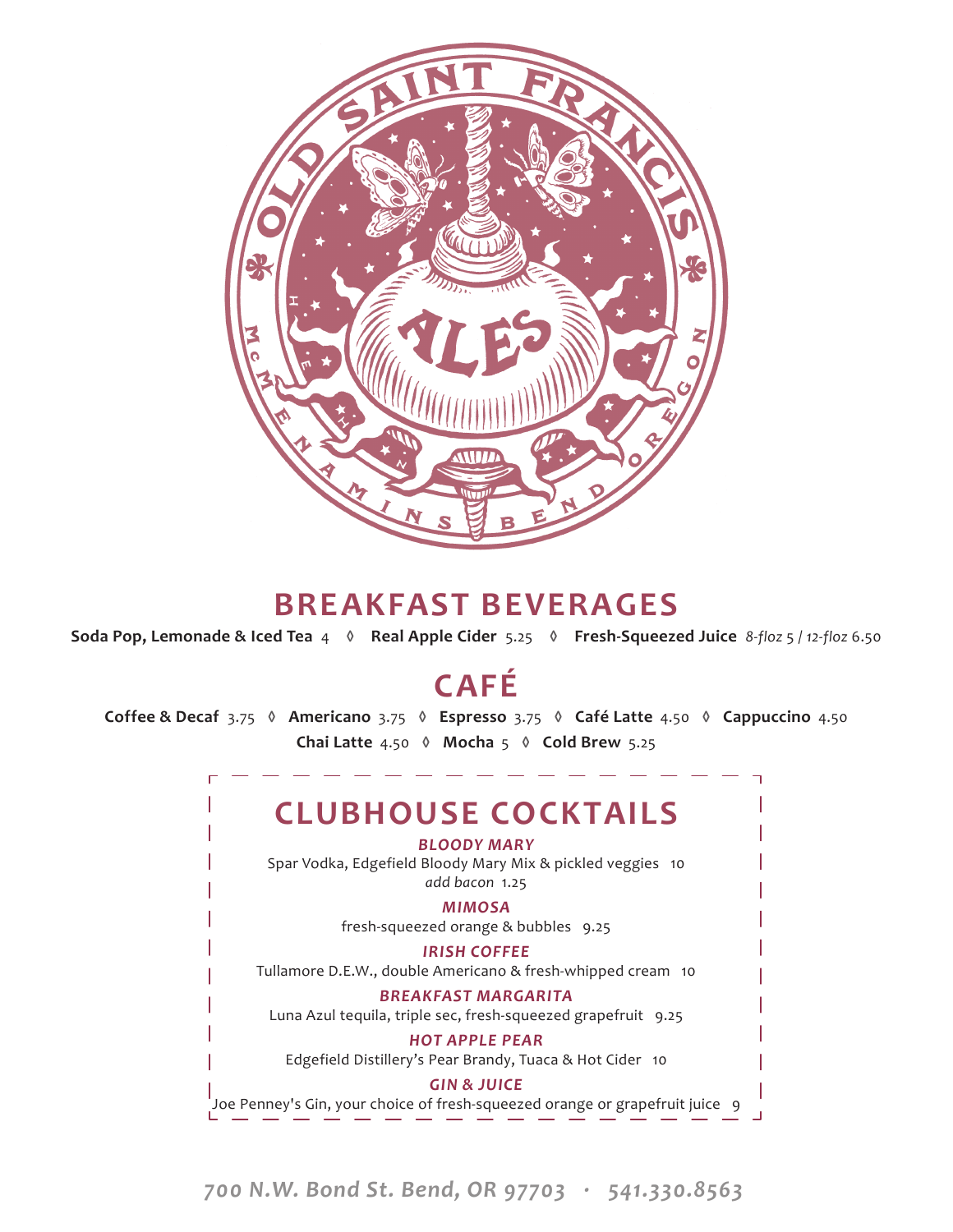# BREAKFAST BEVERAGES

**Soda Pop, Lemonade & Iced Tea** 4 ◊ **Real Apple Cider** 5.25 ◊ **Fresh-Squeezed Juice** *8-floz* 5 / *12-floz* 6.50

# CAFÉ

**Coffee & Decaf** 3.75 ◊ **Americano** 3.75 ◊ **Espresso** 3.75 ◊ **Café Latte** 4.50 ◊ **Cappuccino** 4.50

**Chai Latte** 4.50 ◊ **Mocha** 5 ◊ **Cold Brew** 5.25

# CLUBHOUSE COCKTAILS

***BLOODY MARY***
Spar Vodka, Edgefield Bloody Mary Mix & pickled veggies 10
*add bacon* 1.25

***MIMOSA***
fresh-squeezed orange & bubbles 9.25

***IRISH COFFEE***
Tullamore D.E.W., double Americano & fresh-whipped cream 10

***BREAKFAST MARGARITA***
Luna Azul tequila, triple sec, fresh-squeezed grapefruit 9.25

***HOT APPLE PEAR***
Edgefield Distillery's Pear Brandy, Tuaca & Hot Cider 10

***GIN & JUICE***
Joe Penney's Gin, your choice of fresh-squeezed orange or grapefruit juice 9

*700 N.W. Bond St. Bend, OR 97703 · 541.330.8563*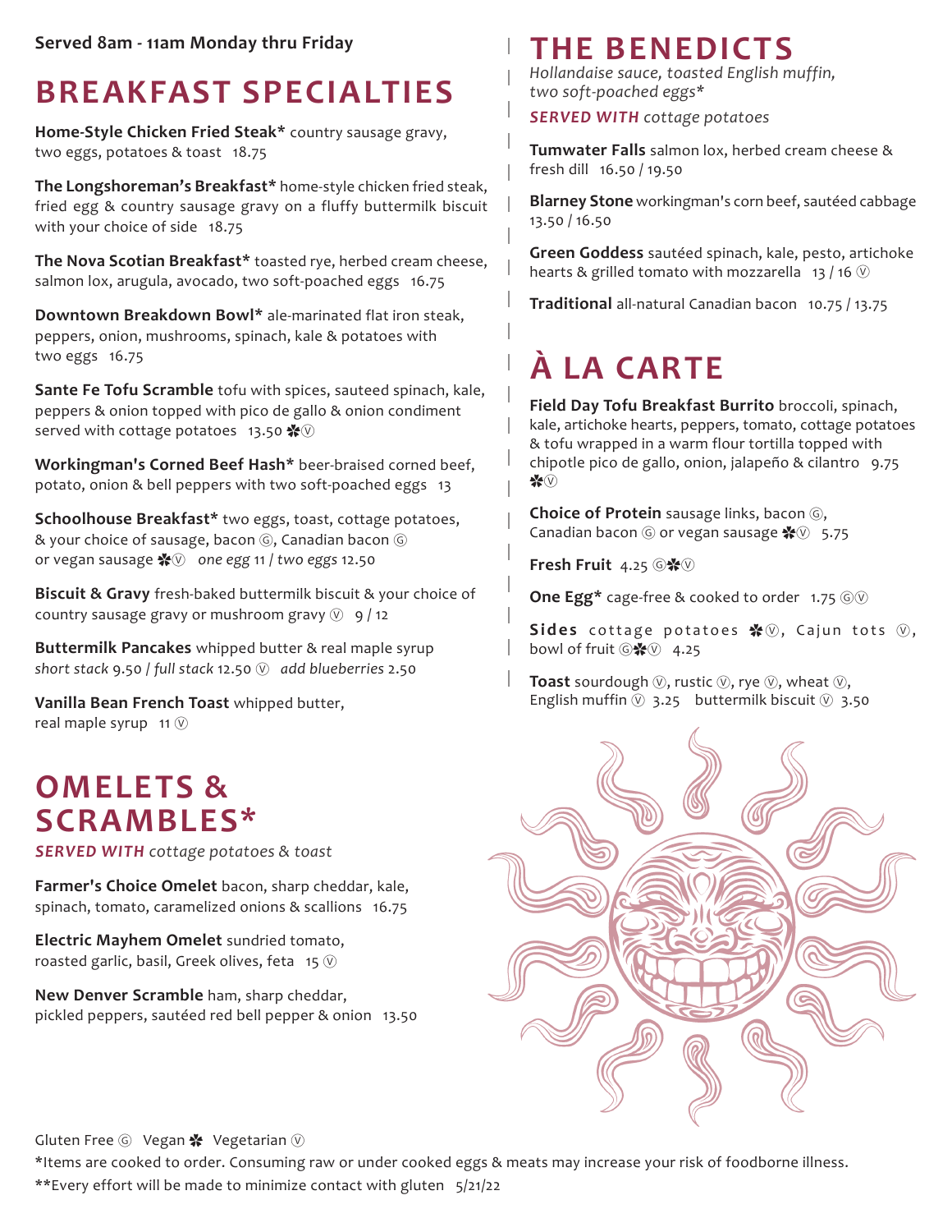Served 8am - 11am Monday thru Friday

# BREAKFAST SPECIALTIES

**Home-Style Chicken Fried Steak*** country sausage gravy, two eggs, potatoes & toast 18.75

**The Longshoreman's Breakfast*** home-style chicken fried steak, fried egg & country sausage gravy on a fluffy buttermilk biscuit with your choice of side 18.75

**The Nova Scotian Breakfast*** toasted rye, herbed cream cheese, salmon lox, arugula, avocado, two soft-poached eggs 16.75

**Downtown Breakdown Bowl*** ale-marinated flat iron steak, peppers, onion, mushrooms, spinach, kale & potatoes with two eggs 16.75

**Sante Fe Tofu Scramble** tofu with spices, sauteed spinach, kale, peppers & onion topped with pico de gallo & onion condiment served with cottage potatoes 13.50 ✽ⓥ

**Workingman's Corned Beef Hash*** beer-braised corned beef, potato, onion & bell peppers with two soft-poached eggs 13

**Schoolhouse Breakfast*** two eggs, toast, cottage potatoes, & your choice of sausage, bacon ⓖ, Canadian bacon ⓖ or vegan sausage ✽ⓥ *one egg* 11 / *two eggs* 12.50

**Biscuit & Gravy** fresh-baked buttermilk biscuit & your choice of country sausage gravy or mushroom gravy ⓥ 9 / 12

**Buttermilk Pancakes** whipped butter & real maple syrup
*short stack* 9.50 / *full stack* 12.50 ⓥ *add blueberries* 2.50

**Vanilla Bean French Toast** whipped butter, real maple syrup 11 ⓥ

# OMELETS & SCRAMBLES*

***SERVED WITH*** *cottage potatoes & toast*

**Farmer's Choice Omelet** bacon, sharp cheddar, kale, spinach, tomato, caramelized onions & scallions 16.75

**Electric Mayhem Omelet** sundried tomato, roasted garlic, basil, Greek olives, feta 15 ⓥ

**New Denver Scramble** ham, sharp cheddar, pickled peppers, sautéed red bell pepper & onion 13.50

# THE BENEDICTS

*Hollandaise sauce, toasted English muffin, two soft-poached eggs**

***SERVED WITH*** *cottage potatoes*

**Tumwater Falls** salmon lox, herbed cream cheese & fresh dill 16.50 / 19.50

**Blarney Stone** workingman's corn beef, sautéed cabbage 13.50 / 16.50

**Green Goddess** sautéed spinach, kale, pesto, artichoke hearts & grilled tomato with mozzarella 13 / 16 ⓥ

**Traditional** all-natural Canadian bacon 10.75 / 13.75

# À LA CARTE

**Field Day Tofu Breakfast Burrito** broccoli, spinach, kale, artichoke hearts, peppers, tomato, cottage potatoes & tofu wrapped in a warm flour tortilla topped with chipotle pico de gallo, onion, jalapeño & cilantro 9.75 ✽ⓥ

**Choice of Protein** sausage links, bacon ⓖ, Canadian bacon ⓖ or vegan sausage ✽ⓥ 5.75

**Fresh Fruit** 4.25 ⓖ✽ⓥ

**One Egg*** cage-free & cooked to order 1.75 ⓖⓥ

**Sides** cottage potatoes ✽ⓥ, Cajun tots ⓥ, bowl of fruit ⓖ✽ⓥ 4.25

**Toast** sourdough ⓥ, rustic ⓥ, rye ⓥ, wheat ⓥ, English muffin ⓥ 3.25 buttermilk biscuit ⓥ 3.50

Gluten Free ⓖ Vegan ✽ Vegetarian ⓥ

*Items are cooked to order. Consuming raw or under cooked eggs & meats may increase your risk of foodborne illness.

**Every effort will be made to minimize contact with gluten 5/21/22